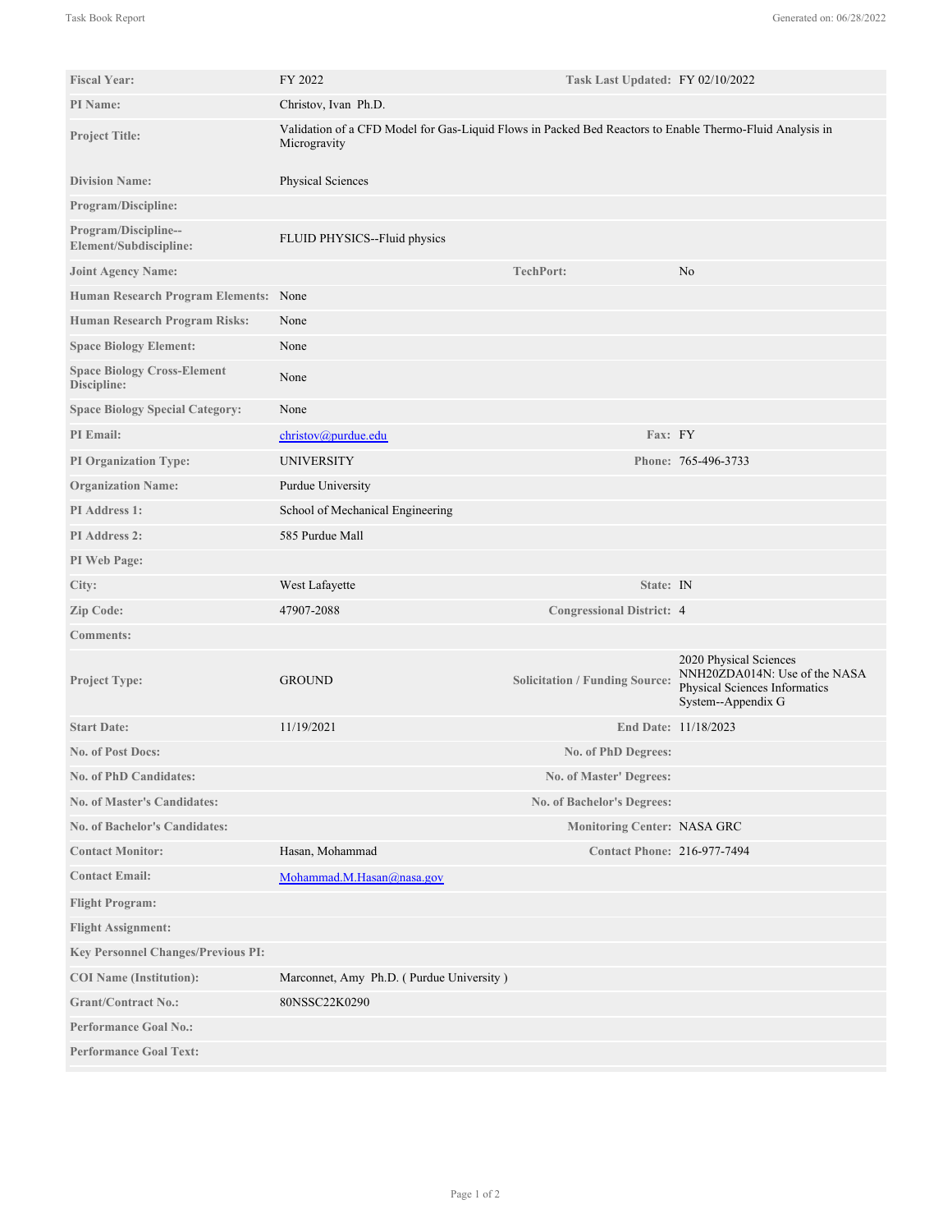| | | | |
|---|---|---|---|
| **Fiscal Year:** | FY 2022 | **Task Last Updated:** | FY 02/10/2022 |
| **PI Name:** | Christov, Ivan Ph.D. | | |
| **Project Title:** | Validation of a CFD Model for Gas-Liquid Flows in Packed Bed Reactors to Enable Thermo-Fluid Analysis in Microgravity | | |
| **Division Name:** | Physical Sciences | | |
| **Program/Discipline:** | | | |
| **Program/Discipline--Element/Subdiscipline:** | FLUID PHYSICS--Fluid physics | | |
| **Joint Agency Name:** | | **TechPort:** | No |
| **Human Research Program Elements:** | None | | |
| **Human Research Program Risks:** | None | | |
| **Space Biology Element:** | None | | |
| **Space Biology Cross-Element Discipline:** | None | | |
| **Space Biology Special Category:** | None | | |
| **PI Email:** | christov@purdue.edu | **Fax:** | FY |
| **PI Organization Type:** | UNIVERSITY | **Phone:** | 765-496-3733 |
| **Organization Name:** | Purdue University | | |
| **PI Address 1:** | School of Mechanical Engineering | | |
| **PI Address 2:** | 585 Purdue Mall | | |
| **PI Web Page:** | | | |
| **City:** | West Lafayette | **State:** | IN |
| **Zip Code:** | 47907-2088 | **Congressional District:** | 4 |
| **Comments:** | | | |
| **Project Type:** | GROUND | **Solicitation / Funding Source:** | 2020 Physical Sciences NNH20ZDA014N: Use of the NASA Physical Sciences Informatics System--Appendix G |
| **Start Date:** | 11/19/2021 | **End Date:** | 11/18/2023 |
| **No. of Post Docs:** | | **No. of PhD Degrees:** | |
| **No. of PhD Candidates:** | | **No. of Master' Degrees:** | |
| **No. of Master's Candidates:** | | **No. of Bachelor's Degrees:** | |
| **No. of Bachelor's Candidates:** | | **Monitoring Center:** | NASA GRC |
| **Contact Monitor:** | Hasan, Mohammad | **Contact Phone:** | 216-977-7494 |
| **Contact Email:** | Mohammad.M.Hasan@nasa.gov | | |
| **Flight Program:** | | | |
| **Flight Assignment:** | | | |
| **Key Personnel Changes/Previous PI:** | | | |
| **COI Name (Institution):** | Marconnet, Amy Ph.D. ( Purdue University ) | | |
| **Grant/Contract No.:** | 80NSSC22K0290 | | |
| **Performance Goal No.:** | | | |
| **Performance Goal Text:** | | | |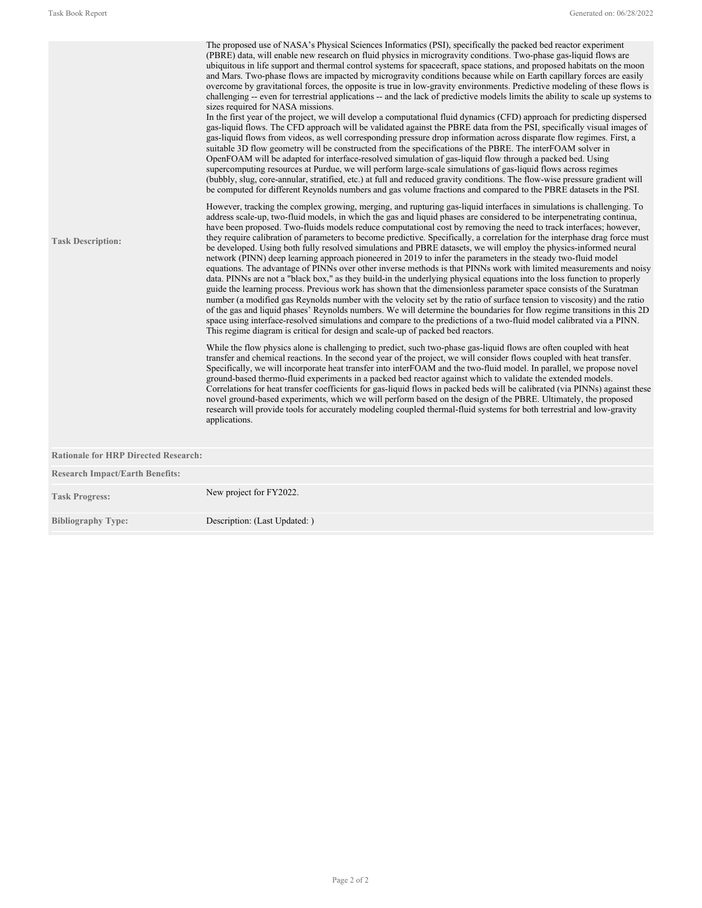| | |
|---|---|
| **Task Description:** | The proposed use of NASA's Physical Sciences Informatics (PSI), specifically the packed bed reactor experiment (PBRE) data, will enable new research on fluid physics in microgravity conditions. Two-phase gas-liquid flows are ubiquitous in life support and thermal control systems for spacecraft, space stations, and proposed habitats on the moon and Mars. Two-phase flows are impacted by microgravity conditions because while on Earth capillary forces are easily overcome by gravitational forces, the opposite is true in low-gravity environments. Predictive modeling of these flows is challenging -- even for terrestrial applications -- and the lack of predictive models limits the ability to scale up systems to sizes required for NASA missions.<br>In the first year of the project, we will develop a computational fluid dynamics (CFD) approach for predicting dispersed gas-liquid flows. The CFD approach will be validated against the PBRE data from the PSI, specifically visual images of gas-liquid flows from videos, as well corresponding pressure drop information across disparate flow regimes. First, a suitable 3D flow geometry will be constructed from the specifications of the PBRE. The interFOAM solver in OpenFOAM will be adapted for interface-resolved simulation of gas-liquid flow through a packed bed. Using supercomputing resources at Purdue, we will perform large-scale simulations of gas-liquid flows across regimes (bubbly, slug, core-annular, stratified, etc.) at full and reduced gravity conditions. The flow-wise pressure gradient will be computed for different Reynolds numbers and gas volume fractions and compared to the PBRE datasets in the PSI.<br><br>However, tracking the complex growing, merging, and rupturing gas-liquid interfaces in simulations is challenging. To address scale-up, two-fluid models, in which the gas and liquid phases are considered to be interpenetrating continua, have been proposed. Two-fluids models reduce computational cost by removing the need to track interfaces; however, they require calibration of parameters to become predictive. Specifically, a correlation for the interphase drag force must be developed. Using both fully resolved simulations and PBRE datasets, we will employ the physics-informed neural network (PINN) deep learning approach pioneered in 2019 to infer the parameters in the steady two-fluid model equations. The advantage of PINNs over other inverse methods is that PINNs work with limited measurements and noisy data. PINNs are not a "black box," as they build-in the underlying physical equations into the loss function to properly guide the learning process. Previous work has shown that the dimensionless parameter space consists of the Suratman number (a modified gas Reynolds number with the velocity set by the ratio of surface tension to viscosity) and the ratio of the gas and liquid phases' Reynolds numbers. We will determine the boundaries for flow regime transitions in this 2D space using interface-resolved simulations and compare to the predictions of a two-fluid model calibrated via a PINN. This regime diagram is critical for design and scale-up of packed bed reactors.<br><br>While the flow physics alone is challenging to predict, such two-phase gas-liquid flows are often coupled with heat transfer and chemical reactions. In the second year of the project, we will consider flows coupled with heat transfer. Specifically, we will incorporate heat transfer into interFOAM and the two-fluid model. In parallel, we propose novel ground-based thermo-fluid experiments in a packed bed reactor against which to validate the extended models. Correlations for heat transfer coefficients for gas-liquid flows in packed beds will be calibrated (via PINNs) against these novel ground-based experiments, which we will perform based on the design of the PBRE. Ultimately, the proposed research will provide tools for accurately modeling coupled thermal-fluid systems for both terrestrial and low-gravity applications. |
| **Rationale for HRP Directed Research:** | |
| **Research Impact/Earth Benefits:** | |
| **Task Progress:** | New project for FY2022. |
| **Bibliography Type:** | Description: (Last Updated: ) |